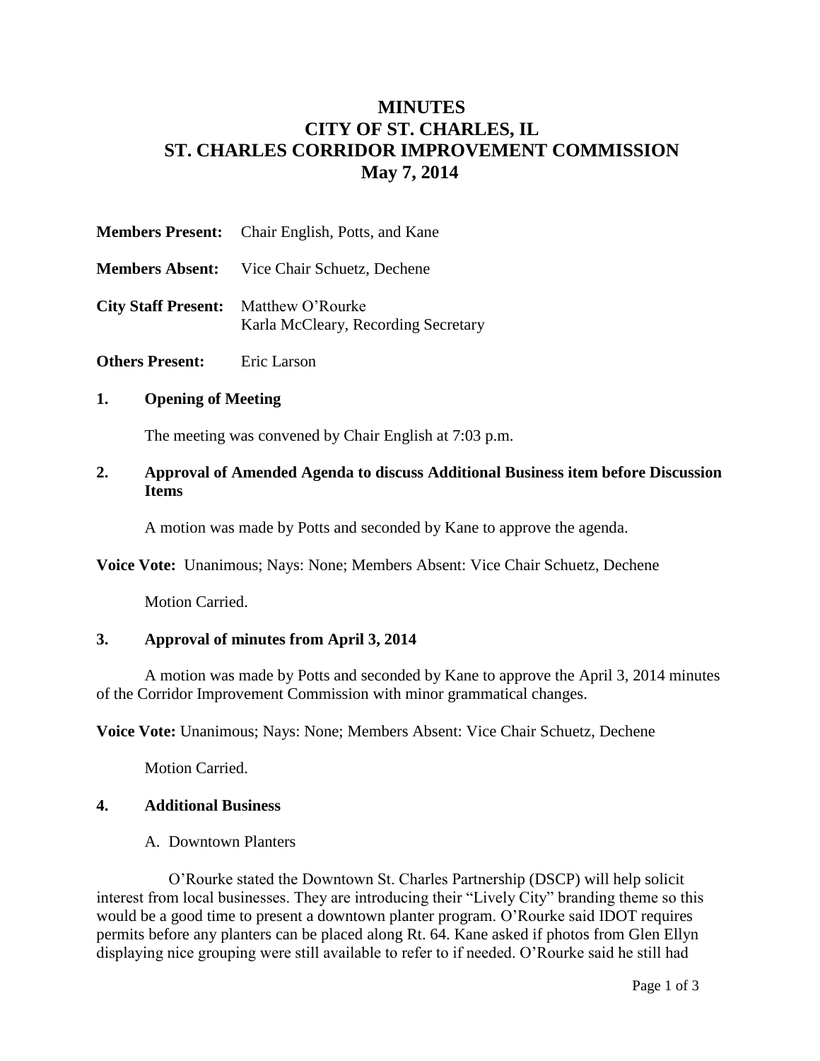# MINUTES
# CITY OF ST. CHARLES, IL
# ST. CHARLES CORRIDOR IMPROVEMENT COMMISSION
# May 7, 2014

**Members Present:** Chair English, Potts, and Kane

**Members Absent:** Vice Chair Schuetz, Dechene

**City Staff Present:** Matthew O'Rourke
Karla McCleary, Recording Secretary

**Others Present:** Eric Larson

## 1. Opening of Meeting

The meeting was convened by Chair English at 7:03 p.m.

## 2. Approval of Amended Agenda to discuss Additional Business item before Discussion Items

A motion was made by Potts and seconded by Kane to approve the agenda.

**Voice Vote:** Unanimous; Nays: None; Members Absent: Vice Chair Schuetz, Dechene

Motion Carried.

## 3. Approval of minutes from April 3, 2014

A motion was made by Potts and seconded by Kane to approve the April 3, 2014 minutes of the Corridor Improvement Commission with minor grammatical changes.

**Voice Vote:** Unanimous; Nays: None; Members Absent: Vice Chair Schuetz, Dechene

Motion Carried.

## 4. Additional Business

A. Downtown Planters

O'Rourke stated the Downtown St. Charles Partnership (DSCP) will help solicit interest from local businesses. They are introducing their "Lively City" branding theme so this would be a good time to present a downtown planter program. O'Rourke said IDOT requires permits before any planters can be placed along Rt. 64. Kane asked if photos from Glen Ellyn displaying nice grouping were still available to refer to if needed. O'Rourke said he still had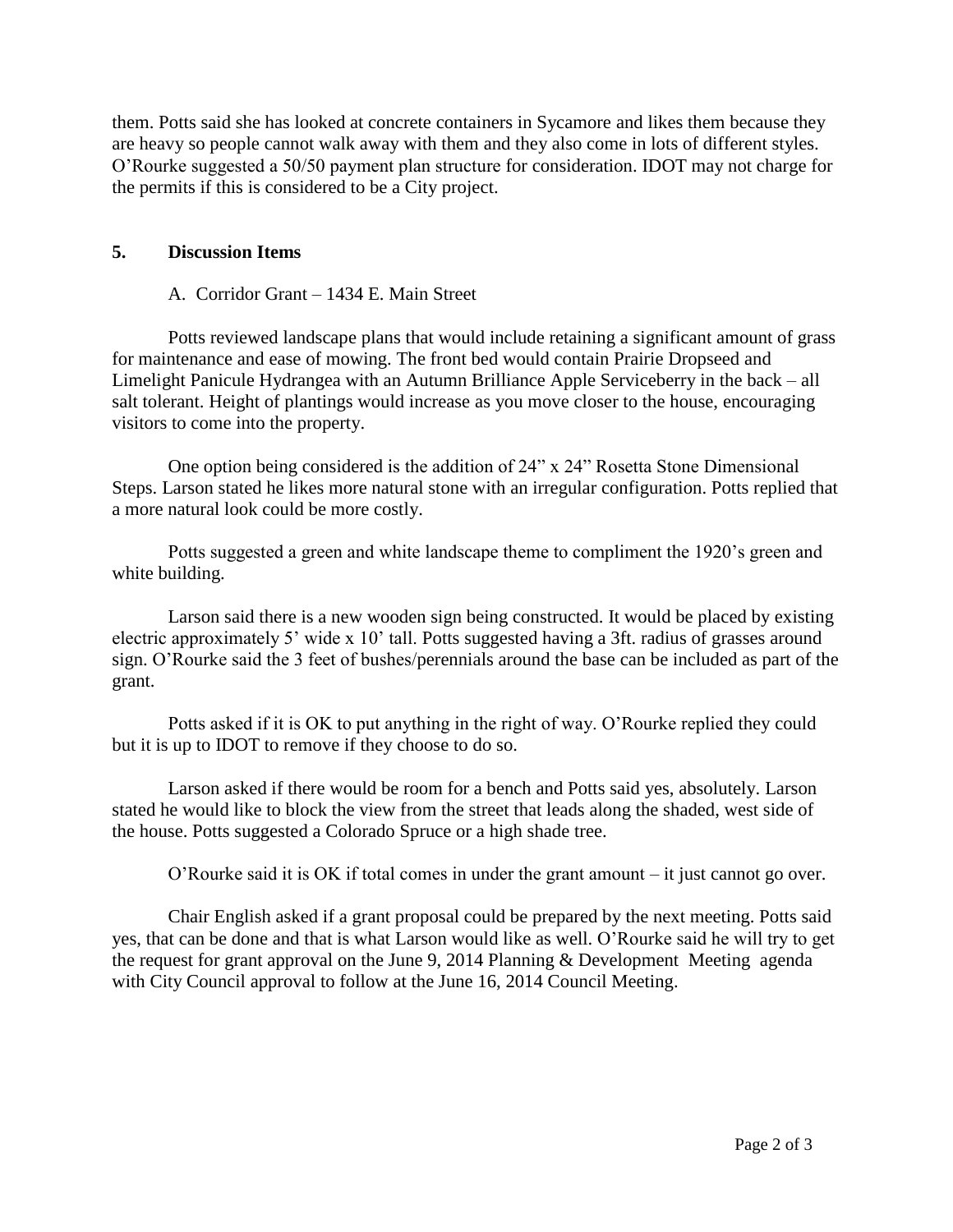them. Potts said she has looked at concrete containers in Sycamore and likes them because they are heavy so people cannot walk away with them and they also come in lots of different styles. O'Rourke suggested a 50/50 payment plan structure for consideration. IDOT may not charge for the permits if this is considered to be a City project.

## 5. Discussion Items

A. Corridor Grant – 1434 E. Main Street

Potts reviewed landscape plans that would include retaining a significant amount of grass for maintenance and ease of mowing. The front bed would contain Prairie Dropseed and Limelight Panicule Hydrangea with an Autumn Brilliance Apple Serviceberry in the back – all salt tolerant. Height of plantings would increase as you move closer to the house, encouraging visitors to come into the property.

One option being considered is the addition of 24" x 24" Rosetta Stone Dimensional Steps. Larson stated he likes more natural stone with an irregular configuration. Potts replied that a more natural look could be more costly.

Potts suggested a green and white landscape theme to compliment the 1920's green and white building.

Larson said there is a new wooden sign being constructed. It would be placed by existing electric approximately 5' wide x 10' tall. Potts suggested having a 3ft. radius of grasses around sign. O'Rourke said the 3 feet of bushes/perennials around the base can be included as part of the grant.

Potts asked if it is OK to put anything in the right of way. O'Rourke replied they could but it is up to IDOT to remove if they choose to do so.

Larson asked if there would be room for a bench and Potts said yes, absolutely. Larson stated he would like to block the view from the street that leads along the shaded, west side of the house. Potts suggested a Colorado Spruce or a high shade tree.

O'Rourke said it is OK if total comes in under the grant amount – it just cannot go over.

Chair English asked if a grant proposal could be prepared by the next meeting. Potts said yes, that can be done and that is what Larson would like as well. O'Rourke said he will try to get the request for grant approval on the June 9, 2014 Planning & Development Meeting agenda with City Council approval to follow at the June 16, 2014 Council Meeting.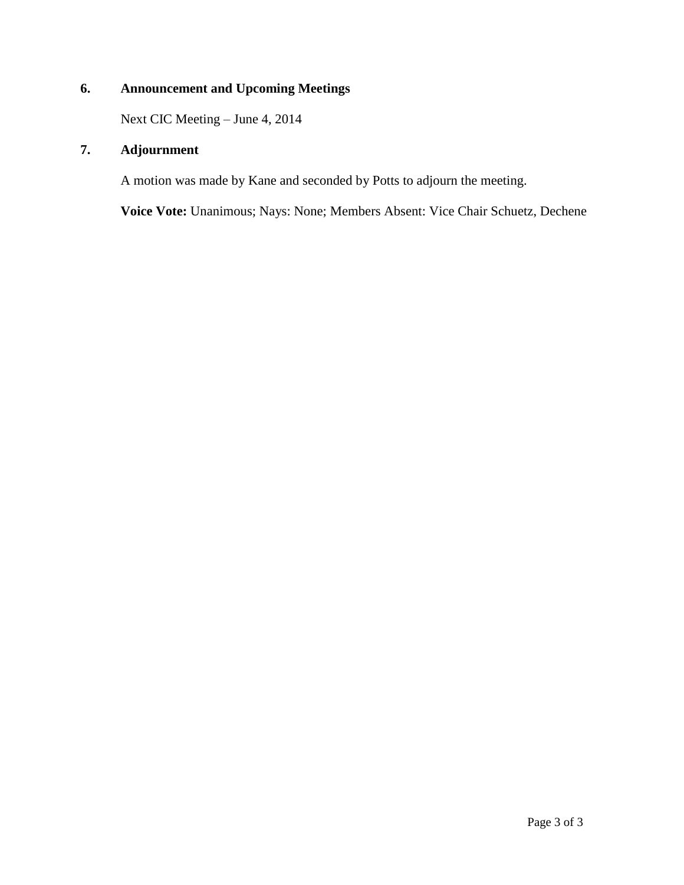## 6. Announcement and Upcoming Meetings

Next CIC Meeting – June 4, 2014

## 7. Adjournment

A motion was made by Kane and seconded by Potts to adjourn the meeting.

**Voice Vote:** Unanimous; Nays: None; Members Absent: Vice Chair Schuetz, Dechene